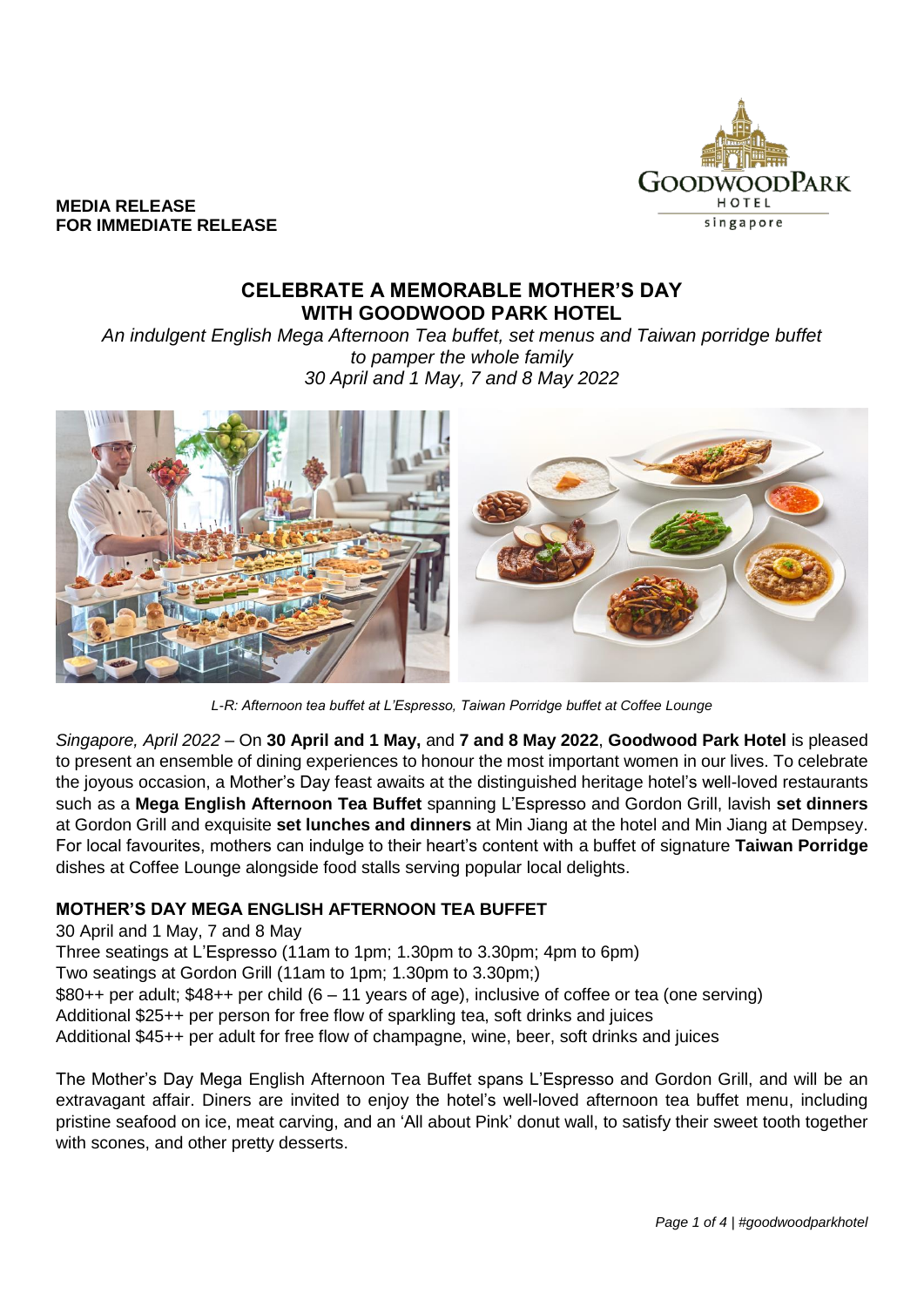**MEDIA RELEASE**
**FOR IMMEDIATE RELEASE**

# CELEBRATE A MEMORABLE MOTHER'S DAY WITH GOODWOOD PARK HOTEL

*An indulgent English Mega Afternoon Tea buffet, set menus and Taiwan porridge buffet to pamper the whole family*
*30 April and 1 May, 7 and 8 May 2022*

*L-R: Afternoon tea buffet at L'Espresso, Taiwan Porridge buffet at Coffee Lounge*

*Singapore, April 2022* – On **30 April and 1 May,** and **7 and 8 May 2022**, **Goodwood Park Hotel** is pleased to present an ensemble of dining experiences to honour the most important women in our lives. To celebrate the joyous occasion, a Mother's Day feast awaits at the distinguished heritage hotel's well-loved restaurants such as a **Mega English Afternoon Tea Buffet** spanning L'Espresso and Gordon Grill, lavish **set dinners** at Gordon Grill and exquisite **set lunches and dinners** at Min Jiang at the hotel and Min Jiang at Dempsey. For local favourites, mothers can indulge to their heart's content with a buffet of signature **Taiwan Porridge** dishes at Coffee Lounge alongside food stalls serving popular local delights.

## MOTHER'S DAY MEGA ENGLISH AFTERNOON TEA BUFFET

30 April and 1 May, 7 and 8 May
Three seatings at L'Espresso (11am to 1pm; 1.30pm to 3.30pm; 4pm to 6pm)
Two seatings at Gordon Grill (11am to 1pm; 1.30pm to 3.30pm;)
$80++ per adult; $48++ per child (6 – 11 years of age), inclusive of coffee or tea (one serving)
Additional $25++ per person for free flow of sparkling tea, soft drinks and juices
Additional $45++ per adult for free flow of champagne, wine, beer, soft drinks and juices

The Mother's Day Mega English Afternoon Tea Buffet spans L'Espresso and Gordon Grill, and will be an extravagant affair. Diners are invited to enjoy the hotel's well-loved afternoon tea buffet menu, including pristine seafood on ice, meat carving, and an 'All about Pink' donut wall, to satisfy their sweet tooth together with scones, and other pretty desserts.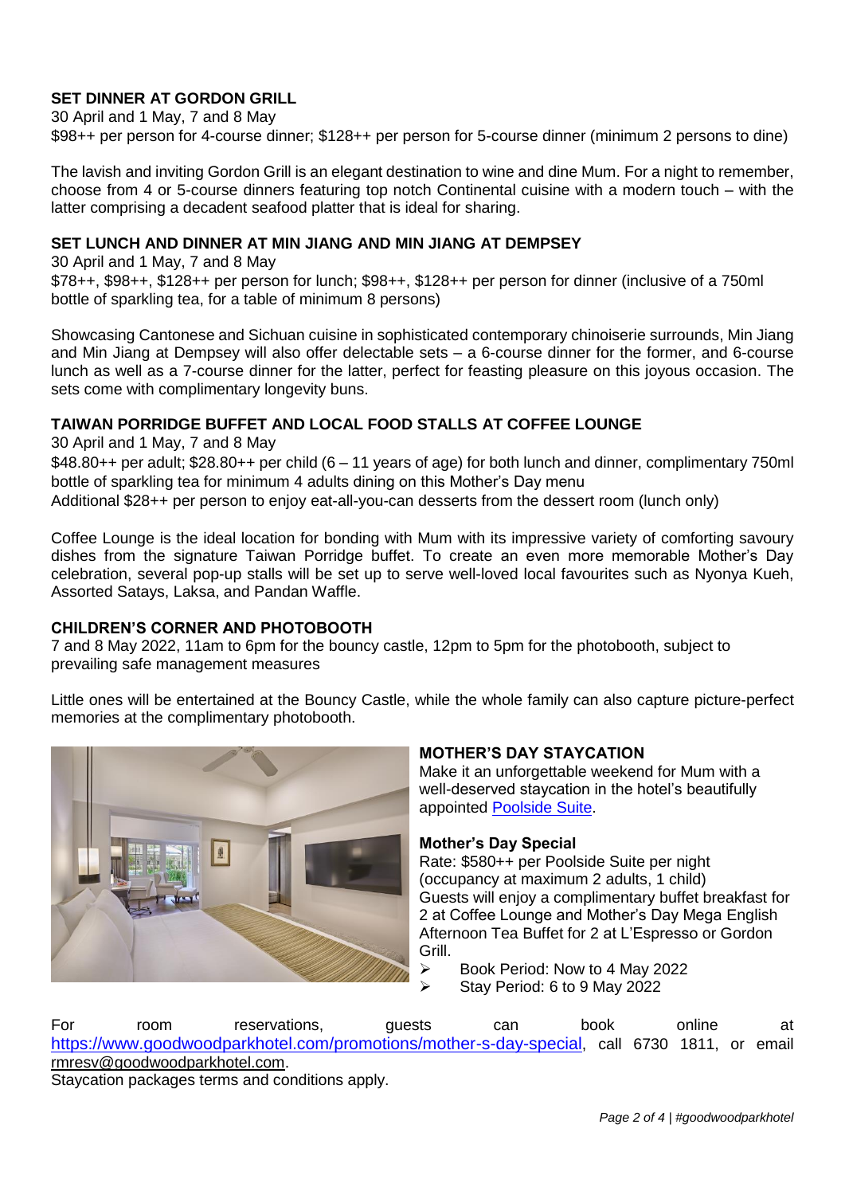**SET DINNER AT GORDON GRILL**

30 April and 1 May, 7 and 8 May

$98++ per person for 4-course dinner; $128++ per person for 5-course dinner (minimum 2 persons to dine)

The lavish and inviting Gordon Grill is an elegant destination to wine and dine Mum. For a night to remember, choose from 4 or 5-course dinners featuring top notch Continental cuisine with a modern touch – with the latter comprising a decadent seafood platter that is ideal for sharing.

**SET LUNCH AND DINNER AT MIN JIANG AND MIN JIANG AT DEMPSEY**

30 April and 1 May, 7 and 8 May

$78++, $98++, $128++ per person for lunch; $98++, $128++ per person for dinner (inclusive of a 750ml bottle of sparkling tea, for a table of minimum 8 persons)

Showcasing Cantonese and Sichuan cuisine in sophisticated contemporary chinoiserie surrounds, Min Jiang and Min Jiang at Dempsey will also offer delectable sets – a 6-course dinner for the former, and 6-course lunch as well as a 7-course dinner for the latter, perfect for feasting pleasure on this joyous occasion. The sets come with complimentary longevity buns.

**TAIWAN PORRIDGE BUFFET AND LOCAL FOOD STALLS AT COFFEE LOUNGE**

30 April and 1 May, 7 and 8 May

$48.80++ per adult; $28.80++ per child (6 – 11 years of age) for both lunch and dinner, complimentary 750ml bottle of sparkling tea for minimum 4 adults dining on this Mother's Day menu

Additional $28++ per person to enjoy eat-all-you-can desserts from the dessert room (lunch only)

Coffee Lounge is the ideal location for bonding with Mum with its impressive variety of comforting savoury dishes from the signature Taiwan Porridge buffet. To create an even more memorable Mother's Day celebration, several pop-up stalls will be set up to serve well-loved local favourites such as Nyonya Kueh, Assorted Satays, Laksa, and Pandan Waffle.

**CHILDREN'S CORNER AND PHOTOBOOTH**

7 and 8 May 2022, 11am to 6pm for the bouncy castle, 12pm to 5pm for the photobooth, subject to prevailing safe management measures

Little ones will be entertained at the Bouncy Castle, while the whole family can also capture picture-perfect memories at the complimentary photobooth.

**MOTHER'S DAY STAYCATION**

Make it an unforgettable weekend for Mum with a well-deserved staycation in the hotel's beautifully appointed Poolside Suite.

**Mother's Day Special**

Rate: $580++ per Poolside Suite per night (occupancy at maximum 2 adults, 1 child)

Guests will enjoy a complimentary buffet breakfast for 2 at Coffee Lounge and Mother's Day Mega English Afternoon Tea Buffet for 2 at L'Espresso or Gordon Grill.

- Book Period: Now to 4 May 2022
- Stay Period: 6 to 9 May 2022

For room reservations, guests can book online at https://www.goodwoodparkhotel.com/promotions/mother-s-day-special, call 6730 1811, or email rmresv@goodwoodparkhotel.com.

Staycation packages terms and conditions apply.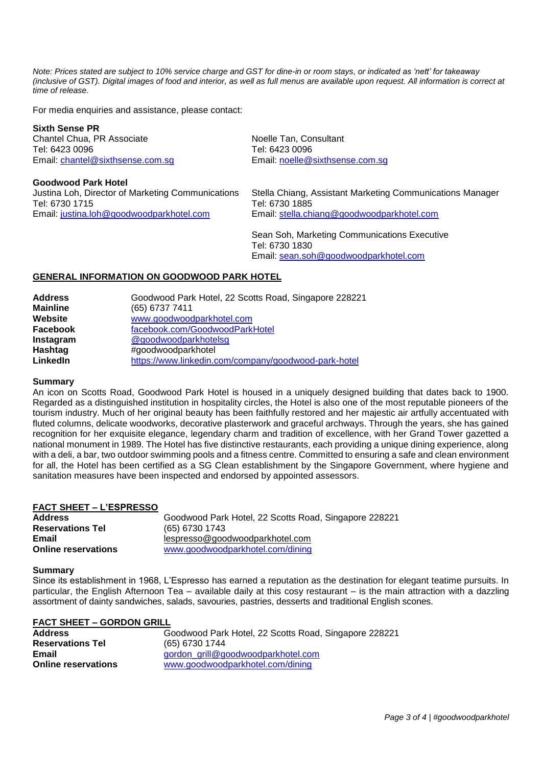*Note: Prices stated are subject to 10% service charge and GST for dine-in or room stays, or indicated as 'nett' for takeaway (inclusive of GST). Digital images of food and interior, as well as full menus are available upon request. All information is correct at time of release.*

For media enquiries and assistance, please contact:

**Sixth Sense PR**

Chantel Chua, PR Associate
Tel: 6423 0096
Email: chantel@sixthsense.com.sg

Noelle Tan, Consultant
Tel: 6423 0096
Email: noelle@sixthsense.com.sg

**Goodwood Park Hotel**

Justina Loh, Director of Marketing Communications
Tel: 6730 1715
Email: justina.loh@goodwoodparkhotel.com

Stella Chiang, Assistant Marketing Communications Manager
Tel: 6730 1885
Email: stella.chiang@goodwoodparkhotel.com

Sean Soh, Marketing Communications Executive
Tel: 6730 1830
Email: sean.soh@goodwoodparkhotel.com

## GENERAL INFORMATION ON GOODWOOD PARK HOTEL

| | |
|---|---|
| **Address** | Goodwood Park Hotel, 22 Scotts Road, Singapore 228221 |
| **Mainline** | (65) 6737 7411 |
| **Website** | www.goodwoodparkhotel.com |
| **Facebook** | facebook.com/GoodwoodParkHotel |
| **Instagram** | @goodwoodparkhotelsg |
| **Hashtag** | #goodwoodparkhotel |
| **LinkedIn** | https://www.linkedin.com/company/goodwood-park-hotel |

**Summary**

An icon on Scotts Road, Goodwood Park Hotel is housed in a uniquely designed building that dates back to 1900. Regarded as a distinguished institution in hospitality circles, the Hotel is also one of the most reputable pioneers of the tourism industry. Much of her original beauty has been faithfully restored and her majestic air artfully accentuated with fluted columns, delicate woodworks, decorative plasterwork and graceful archways. Through the years, she has gained recognition for her exquisite elegance, legendary charm and tradition of excellence, with her Grand Tower gazetted a national monument in 1989. The Hotel has five distinctive restaurants, each providing a unique dining experience, along with a deli, a bar, two outdoor swimming pools and a fitness centre. Committed to ensuring a safe and clean environment for all, the Hotel has been certified as a SG Clean establishment by the Singapore Government, where hygiene and sanitation measures have been inspected and endorsed by appointed assessors.

## FACT SHEET – L'ESPRESSO

| | |
|---|---|
| **Address** | Goodwood Park Hotel, 22 Scotts Road, Singapore 228221 |
| **Reservations Tel** | (65) 6730 1743 |
| **Email** | lespresso@goodwoodparkhotel.com |
| **Online reservations** | www.goodwoodparkhotel.com/dining |

**Summary**

Since its establishment in 1968, L'Espresso has earned a reputation as the destination for elegant teatime pursuits. In particular, the English Afternoon Tea – available daily at this cosy restaurant – is the main attraction with a dazzling assortment of dainty sandwiches, salads, savouries, pastries, desserts and traditional English scones.

## FACT SHEET – GORDON GRILL

| | |
|---|---|
| **Address** | Goodwood Park Hotel, 22 Scotts Road, Singapore 228221 |
| **Reservations Tel** | (65) 6730 1744 |
| **Email** | gordon_grill@goodwoodparkhotel.com |
| **Online reservations** | www.goodwoodparkhotel.com/dining |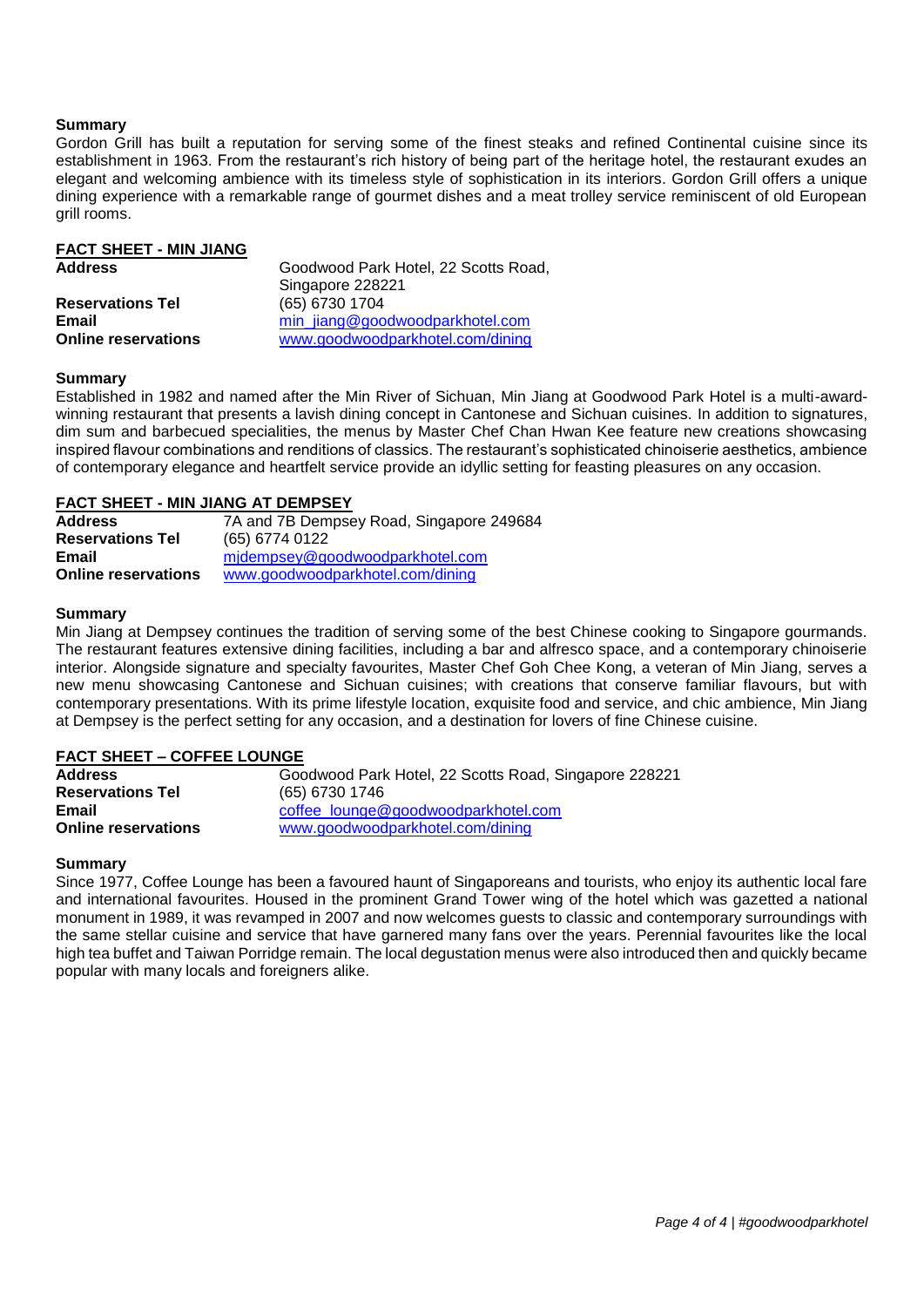**Summary**

Gordon Grill has built a reputation for serving some of the finest steaks and refined Continental cuisine since its establishment in 1963. From the restaurant's rich history of being part of the heritage hotel, the restaurant exudes an elegant and welcoming ambience with its timeless style of sophistication in its interiors. Gordon Grill offers a unique dining experience with a remarkable range of gourmet dishes and a meat trolley service reminiscent of old European grill rooms.

## FACT SHEET - MIN JIANG

| | |
|---|---|
| **Address** | Goodwood Park Hotel, 22 Scotts Road, Singapore 228221 |
| **Reservations Tel** | (65) 6730 1704 |
| **Email** | min_jiang@goodwoodparkhotel.com |
| **Online reservations** | www.goodwoodparkhotel.com/dining |

**Summary**

Established in 1982 and named after the Min River of Sichuan, Min Jiang at Goodwood Park Hotel is a multi-award-winning restaurant that presents a lavish dining concept in Cantonese and Sichuan cuisines. In addition to signatures, dim sum and barbecued specialities, the menus by Master Chef Chan Hwan Kee feature new creations showcasing inspired flavour combinations and renditions of classics. The restaurant's sophisticated chinoiserie aesthetics, ambience of contemporary elegance and heartfelt service provide an idyllic setting for feasting pleasures on any occasion.

## FACT SHEET - MIN JIANG AT DEMPSEY

| | |
|---|---|
| **Address** | 7A and 7B Dempsey Road, Singapore 249684 |
| **Reservations Tel** | (65) 6774 0122 |
| **Email** | mjdempsey@goodwoodparkhotel.com |
| **Online reservations** | www.goodwoodparkhotel.com/dining |

**Summary**

Min Jiang at Dempsey continues the tradition of serving some of the best Chinese cooking to Singapore gourmands. The restaurant features extensive dining facilities, including a bar and alfresco space, and a contemporary chinoiserie interior. Alongside signature and specialty favourites, Master Chef Goh Chee Kong, a veteran of Min Jiang, serves a new menu showcasing Cantonese and Sichuan cuisines; with creations that conserve familiar flavours, but with contemporary presentations. With its prime lifestyle location, exquisite food and service, and chic ambience, Min Jiang at Dempsey is the perfect setting for any occasion, and a destination for lovers of fine Chinese cuisine.

## FACT SHEET – COFFEE LOUNGE

| | |
|---|---|
| **Address** | Goodwood Park Hotel, 22 Scotts Road, Singapore 228221 |
| **Reservations Tel** | (65) 6730 1746 |
| **Email** | coffee_lounge@goodwoodparkhotel.com |
| **Online reservations** | www.goodwoodparkhotel.com/dining |

**Summary**

Since 1977, Coffee Lounge has been a favoured haunt of Singaporeans and tourists, who enjoy its authentic local fare and international favourites. Housed in the prominent Grand Tower wing of the hotel which was gazetted a national monument in 1989, it was revamped in 2007 and now welcomes guests to classic and contemporary surroundings with the same stellar cuisine and service that have garnered many fans over the years. Perennial favourites like the local high tea buffet and Taiwan Porridge remain. The local degustation menus were also introduced then and quickly became popular with many locals and foreigners alike.